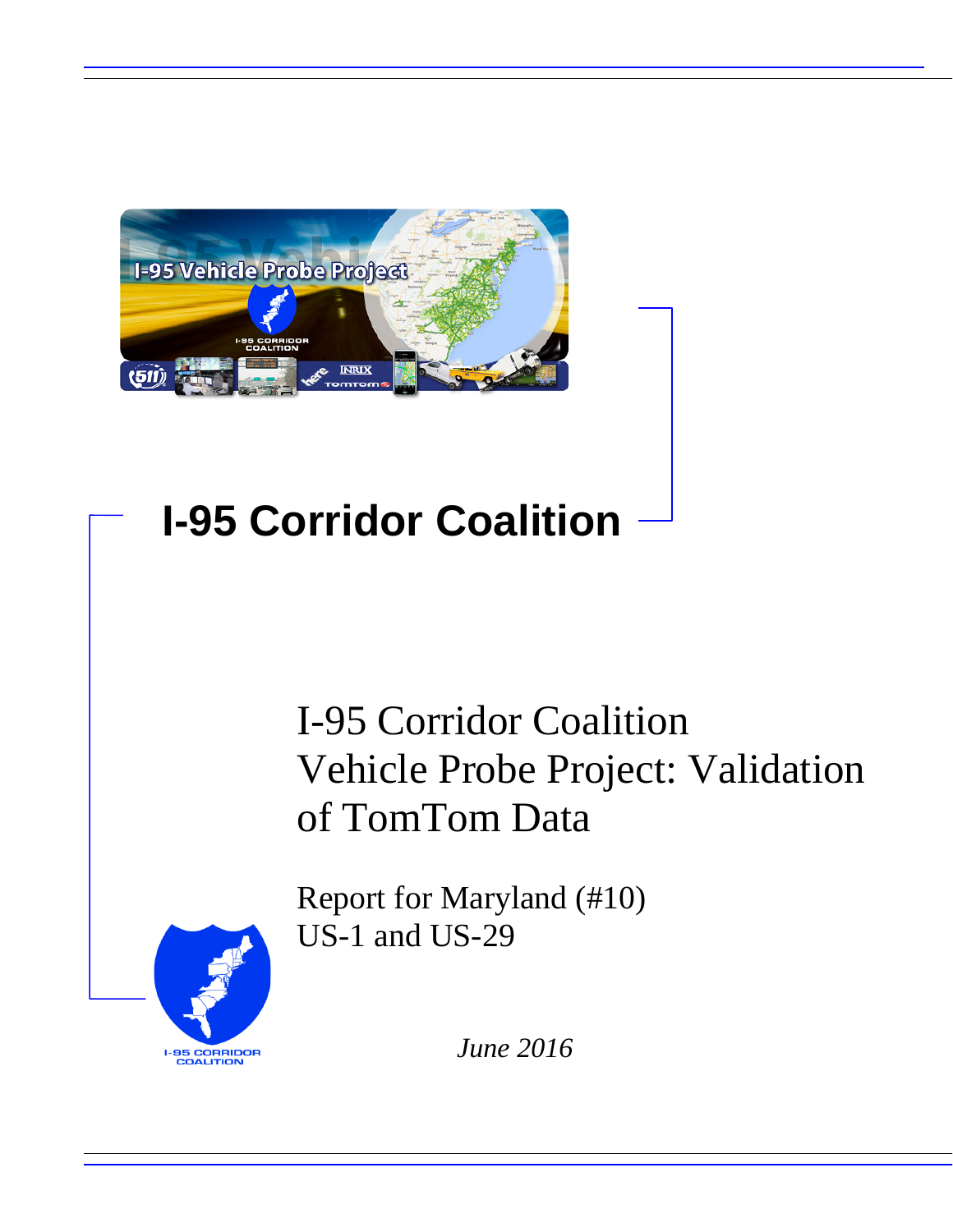# I-95 Corridor Coalition

## I-95 Corridor Coalition Vehicle Probe Project: Validation of TomTom Data

Report for Maryland (#10)
US-1 and US-29

*June 2016*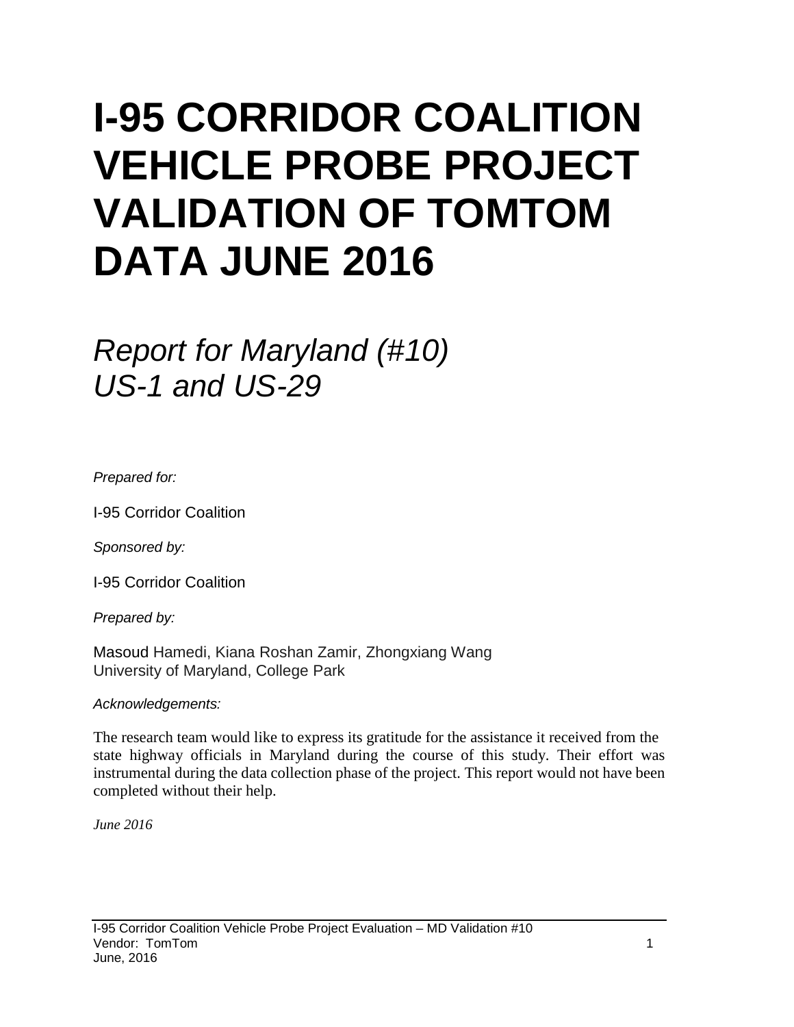# I-95 CORRIDOR COALITION VEHICLE PROBE PROJECT VALIDATION OF TOMTOM DATA JUNE 2016

## *Report for Maryland (#10) US-1 and US-29*

*Prepared for:*

I-95 Corridor Coalition

*Sponsored by:*

I-95 Corridor Coalition

*Prepared by:*

Masoud Hamedi, Kiana Roshan Zamir, Zhongxiang Wang
University of Maryland, College Park

*Acknowledgements:*

The research team would like to express its gratitude for the assistance it received from the state highway officials in Maryland during the course of this study. Their effort was instrumental during the data collection phase of the project. This report would not have been completed without their help.

*June 2016*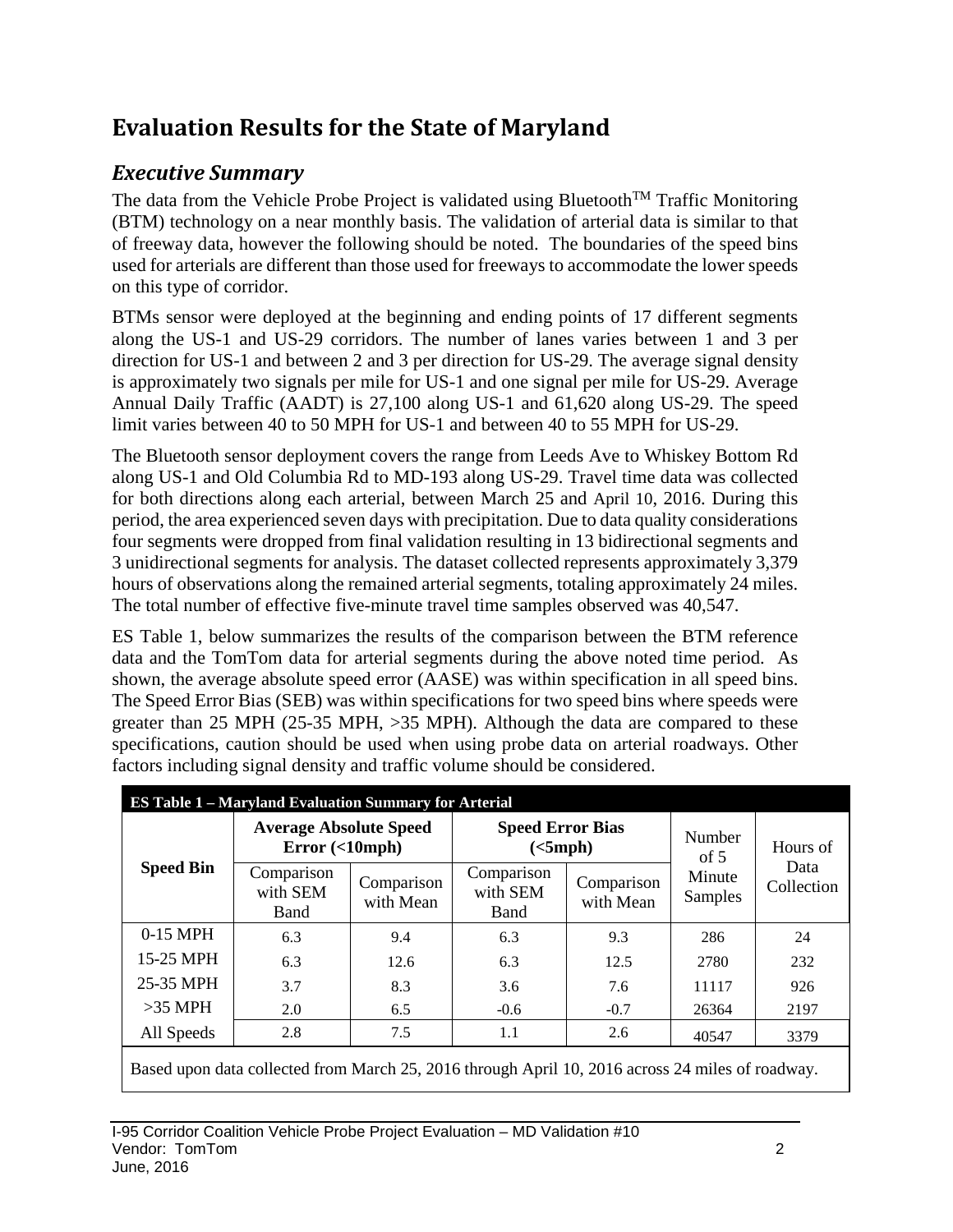# Evaluation Results for the State of Maryland

## *Executive Summary*

The data from the Vehicle Probe Project is validated using Bluetooth$^{TM}$ Traffic Monitoring (BTM) technology on a near monthly basis. The validation of arterial data is similar to that of freeway data, however the following should be noted. The boundaries of the speed bins used for arterials are different than those used for freeways to accommodate the lower speeds on this type of corridor.

BTMs sensor were deployed at the beginning and ending points of 17 different segments along the US-1 and US-29 corridors. The number of lanes varies between 1 and 3 per direction for US-1 and between 2 and 3 per direction for US-29. The average signal density is approximately two signals per mile for US-1 and one signal per mile for US-29. Average Annual Daily Traffic (AADT) is 27,100 along US-1 and 61,620 along US-29. The speed limit varies between 40 to 50 MPH for US-1 and between 40 to 55 MPH for US-29.

The Bluetooth sensor deployment covers the range from Leeds Ave to Whiskey Bottom Rd along US-1 and Old Columbia Rd to MD-193 along US-29. Travel time data was collected for both directions along each arterial, between March 25 and April 10, 2016. During this period, the area experienced seven days with precipitation. Due to data quality considerations four segments were dropped from final validation resulting in 13 bidirectional segments and 3 unidirectional segments for analysis. The dataset collected represents approximately 3,379 hours of observations along the remained arterial segments, totaling approximately 24 miles. The total number of effective five-minute travel time samples observed was 40,547.

ES Table 1, below summarizes the results of the comparison between the BTM reference data and the TomTom data for arterial segments during the above noted time period. As shown, the average absolute speed error (AASE) was within specification in all speed bins. The Speed Error Bias (SEB) was within specifications for two speed bins where speeds were greater than 25 MPH (25-35 MPH, >35 MPH). Although the data are compared to these specifications, caution should be used when using probe data on arterial roadways. Other factors including signal density and traffic volume should be considered.

**ES Table 1 – Maryland Evaluation Summary for Arterial**

| Speed Bin | Average Absolute Speed Error (<10mph) | | Speed Error Bias (<5mph) | | Number of 5 Minute Samples | Hours of Data Collection |
|---|---|---|---|---|---|---|
| | Comparison with SEM Band | Comparison with Mean | Comparison with SEM Band | Comparison with Mean | | |
| 0-15 MPH | 6.3 | 9.4 | 6.3 | 9.3 | 286 | 24 |
| 15-25 MPH | 6.3 | 12.6 | 6.3 | 12.5 | 2780 | 232 |
| 25-35 MPH | 3.7 | 8.3 | 3.6 | 7.6 | 11117 | 926 |
| >35 MPH | 2.0 | 6.5 | -0.6 | -0.7 | 26364 | 2197 |
| All Speeds | 2.8 | 7.5 | 1.1 | 2.6 | 40547 | 3379 |

Based upon data collected from March 25, 2016 through April 10, 2016 across 24 miles of roadway.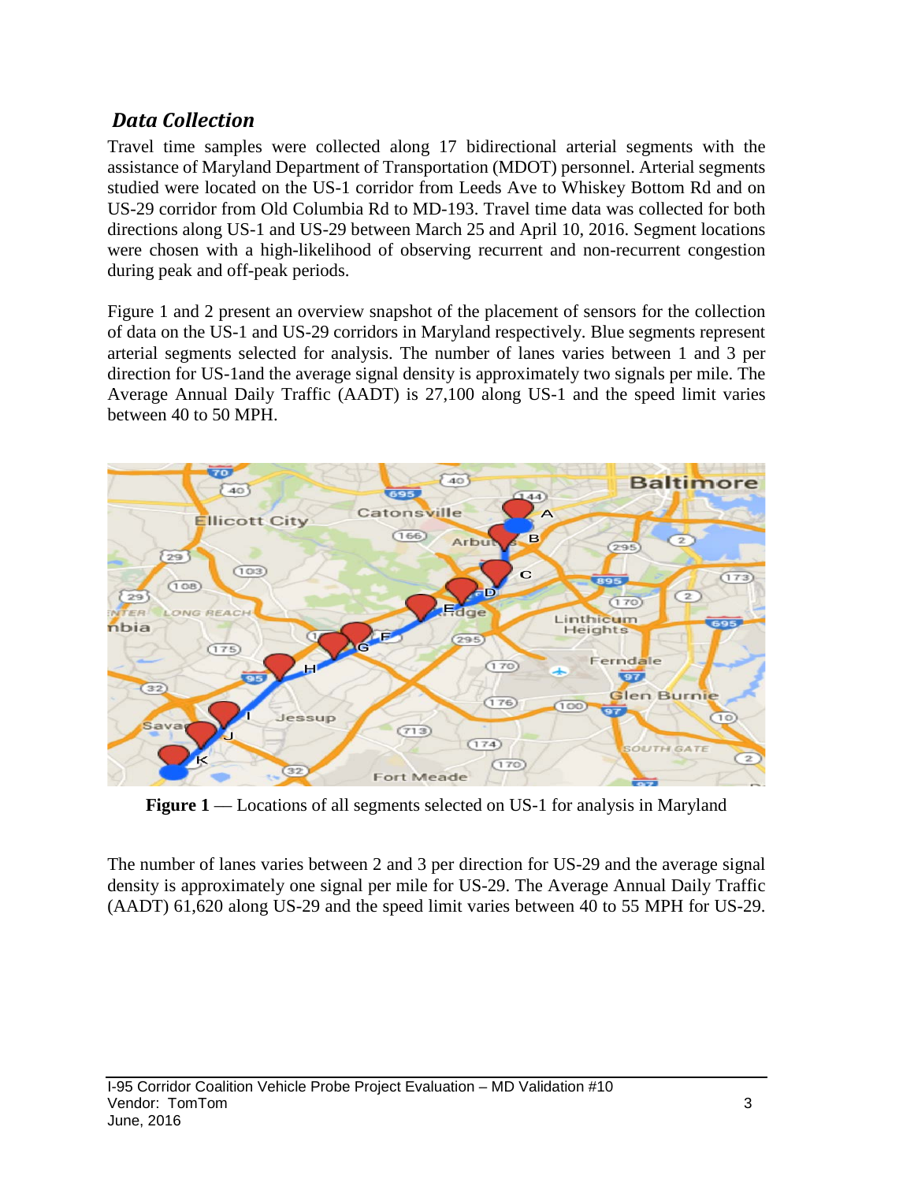### *Data Collection*

Travel time samples were collected along 17 bidirectional arterial segments with the assistance of Maryland Department of Transportation (MDOT) personnel. Arterial segments studied were located on the US-1 corridor from Leeds Ave to Whiskey Bottom Rd and on US-29 corridor from Old Columbia Rd to MD-193. Travel time data was collected for both directions along US-1 and US-29 between March 25 and April 10, 2016. Segment locations were chosen with a high-likelihood of observing recurrent and non-recurrent congestion during peak and off-peak periods.

Figure 1 and 2 present an overview snapshot of the placement of sensors for the collection of data on the US-1 and US-29 corridors in Maryland respectively. Blue segments represent arterial segments selected for analysis. The number of lanes varies between 1 and 3 per direction for US-1and the average signal density is approximately two signals per mile. The Average Annual Daily Traffic (AADT) is 27,100 along US-1 and the speed limit varies between 40 to 50 MPH.

**Figure 1** — Locations of all segments selected on US-1 for analysis in Maryland

The number of lanes varies between 2 and 3 per direction for US-29 and the average signal density is approximately one signal per mile for US-29. The Average Annual Daily Traffic (AADT) 61,620 along US-29 and the speed limit varies between 40 to 55 MPH for US-29.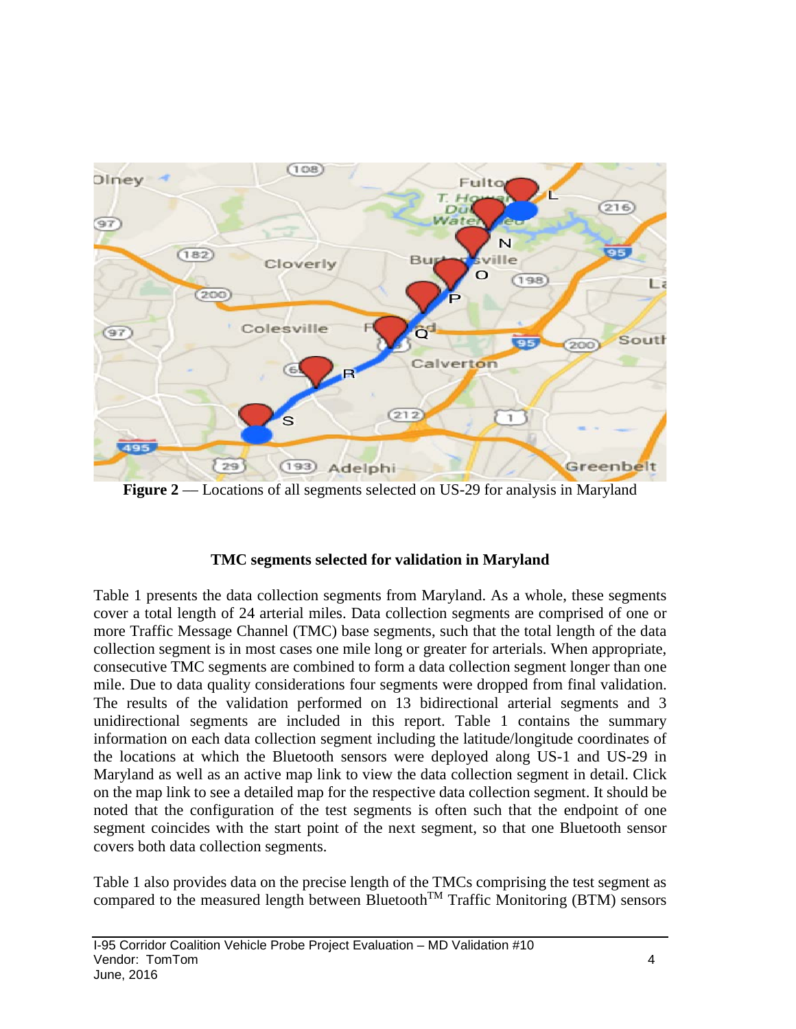**Figure 2** — Locations of all segments selected on US-29 for analysis in Maryland

### TMC segments selected for validation in Maryland

Table 1 presents the data collection segments from Maryland. As a whole, these segments cover a total length of 24 arterial miles. Data collection segments are comprised of one or more Traffic Message Channel (TMC) base segments, such that the total length of the data collection segment is in most cases one mile long or greater for arterials. When appropriate, consecutive TMC segments are combined to form a data collection segment longer than one mile. Due to data quality considerations four segments were dropped from final validation. The results of the validation performed on 13 bidirectional arterial segments and 3 unidirectional segments are included in this report. Table 1 contains the summary information on each data collection segment including the latitude/longitude coordinates of the locations at which the Bluetooth sensors were deployed along US-1 and US-29 in Maryland as well as an active map link to view the data collection segment in detail. Click on the map link to see a detailed map for the respective data collection segment. It should be noted that the configuration of the test segments is often such that the endpoint of one segment coincides with the start point of the next segment, so that one Bluetooth sensor covers both data collection segments.

Table 1 also provides data on the precise length of the TMCs comprising the test segment as compared to the measured length between Bluetooth™ Traffic Monitoring (BTM) sensors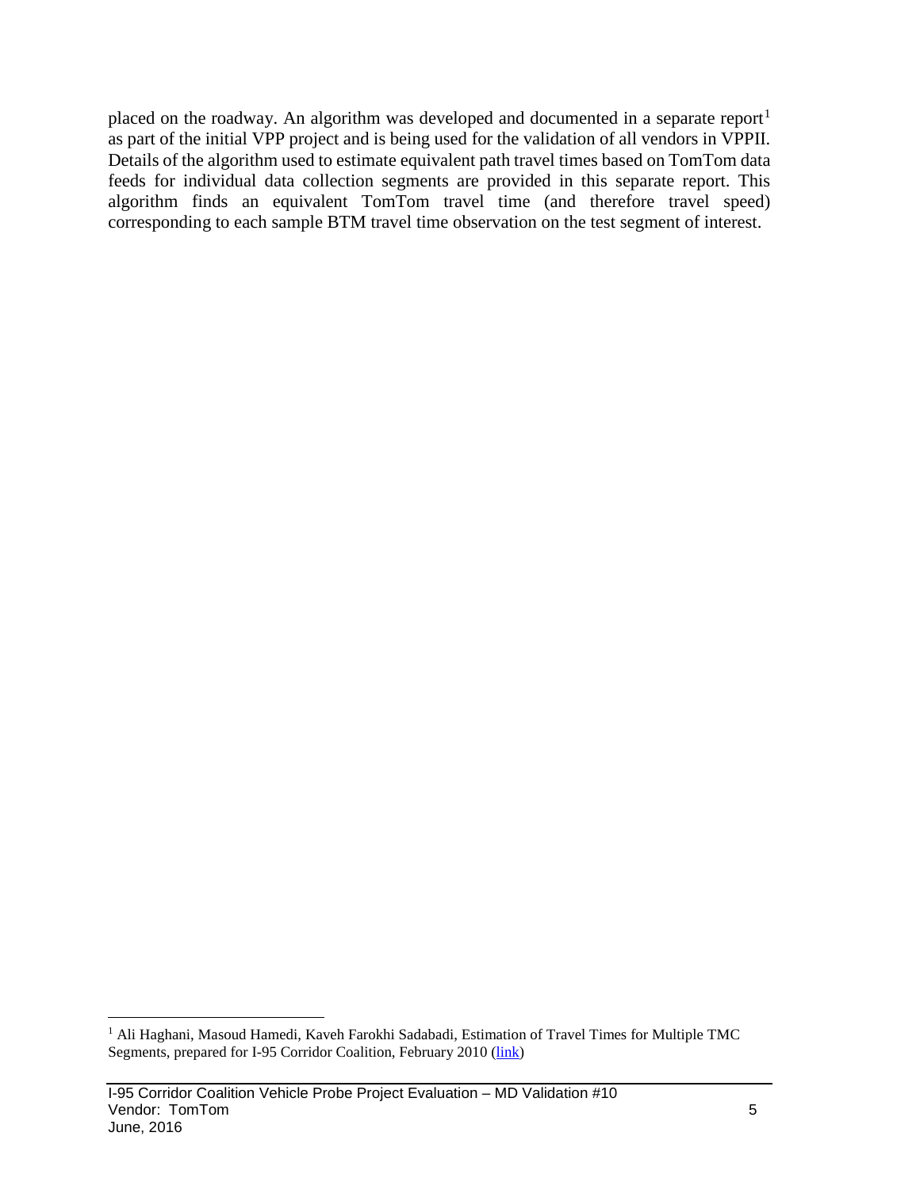placed on the roadway. An algorithm was developed and documented in a separate report[1] as part of the initial VPP project and is being used for the validation of all vendors in VPPII. Details of the algorithm used to estimate equivalent path travel times based on TomTom data feeds for individual data collection segments are provided in this separate report. This algorithm finds an equivalent TomTom travel time (and therefore travel speed) corresponding to each sample BTM travel time observation on the test segment of interest.

---

[1] Ali Haghani, Masoud Hamedi, Kaveh Farokhi Sadabadi, Estimation of Travel Times for Multiple TMC Segments, prepared for I-95 Corridor Coalition, February 2010 (link)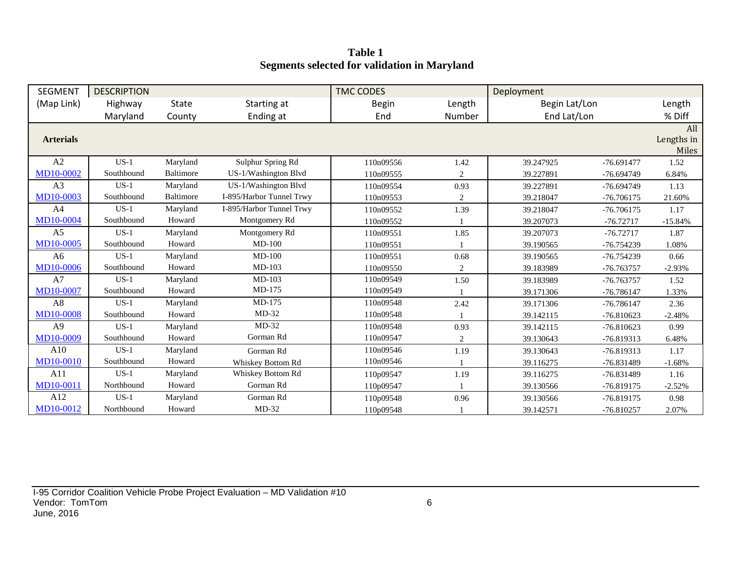**Table 1**
**Segments selected for validation in Maryland**

| SEGMENT | DESCRIPTION | | | TMC CODES | | Deployment | | |
|---|---|---|---|---|---|---|---|---|
| (Map Link) | Highway<br>Maryland | State<br>County | Starting at<br>Ending at | Begin<br>End | Length<br>Number | Begin Lat/Lon<br>End Lat/Lon | | Length<br>% Diff |
| **Arterials** | | | | | | | | All Lengths in Miles |
| A2<br>MD10-0002 | US-1<br>Southbound | Maryland<br>Baltimore | Sulphur Spring Rd<br>US-1/Washington Blvd | 110n09556<br>110n09555 | 1.42<br>2 | 39.247925<br>39.227891 | -76.691477<br>-76.694749 | 1.52<br>6.84% |
| A3<br>MD10-0003 | US-1<br>Southbound | Maryland<br>Baltimore | US-1/Washington Blvd<br>I-895/Harbor Tunnel Trwy | 110n09554<br>110n09553 | 0.93<br>2 | 39.227891<br>39.218047 | -76.694749<br>-76.706175 | 1.13<br>21.60% |
| A4<br>MD10-0004 | US-1<br>Southbound | Maryland<br>Howard | I-895/Harbor Tunnel Trwy<br>Montgomery Rd | 110n09552<br>110n09552 | 1.39<br>1 | 39.218047<br>39.207073 | -76.706175<br>-76.72717 | 1.17<br>-15.84% |
| A5<br>MD10-0005 | US-1<br>Southbound | Maryland<br>Howard | Montgomery Rd<br>MD-100 | 110n09551<br>110n09551 | 1.85<br>1 | 39.207073<br>39.190565 | -76.72717<br>-76.754239 | 1.87<br>1.08% |
| A6<br>MD10-0006 | US-1<br>Southbound | Maryland<br>Howard | MD-100<br>MD-103 | 110n09551<br>110n09550 | 0.68<br>2 | 39.190565<br>39.183989 | -76.754239<br>-76.763757 | 0.66<br>-2.93% |
| A7<br>MD10-0007 | US-1<br>Southbound | Maryland<br>Howard | MD-103<br>MD-175 | 110n09549<br>110n09549 | 1.50<br>1 | 39.183989<br>39.171306 | -76.763757<br>-76.786147 | 1.52<br>1.33% |
| A8<br>MD10-0008 | US-1<br>Southbound | Maryland<br>Howard | MD-175<br>MD-32 | 110n09548<br>110n09548 | 2.42<br>1 | 39.171306<br>39.142115 | -76.786147<br>-76.810623 | 2.36<br>-2.48% |
| A9<br>MD10-0009 | US-1<br>Southbound | Maryland<br>Howard | MD-32<br>Gorman Rd | 110n09548<br>110n09547 | 0.93<br>2 | 39.142115<br>39.130643 | -76.810623<br>-76.819313 | 0.99<br>6.48% |
| A10<br>MD10-0010 | US-1<br>Southbound | Maryland<br>Howard | Gorman Rd<br>Whiskey Bottom Rd | 110n09546<br>110n09546 | 1.19<br>1 | 39.130643<br>39.116275 | -76.819313<br>-76.831489 | 1.17<br>-1.68% |
| A11<br>MD10-0011 | US-1<br>Northbound | Maryland<br>Howard | Whiskey Bottom Rd<br>Gorman Rd | 110p09547<br>110p09547 | 1.19<br>1 | 39.116275<br>39.130566 | -76.831489<br>-76.819175 | 1.16<br>-2.52% |
| A12<br>MD10-0012 | US-1<br>Northbound | Maryland<br>Howard | Gorman Rd<br>MD-32 | 110p09548<br>110p09548 | 0.96<br>1 | 39.130566<br>39.142571 | -76.819175<br>-76.810257 | 0.98<br>2.07% |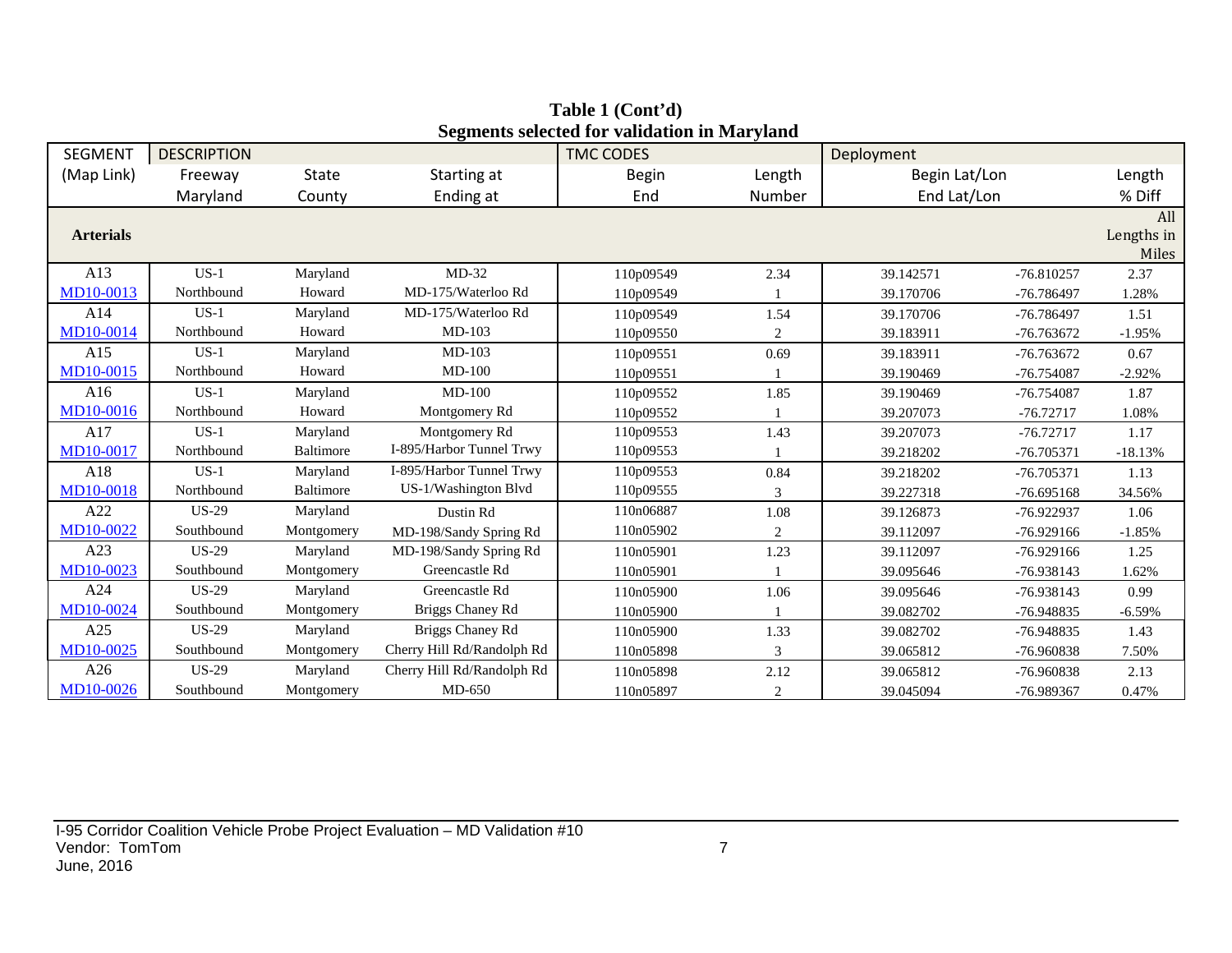**Table 1 (Cont'd)**
**Segments selected for validation in Maryland**

| SEGMENT (Map Link) | DESCRIPTION Freeway Maryland | State County | Starting at Ending at | TMC CODES Begin End | Length Number | Deployment Begin Lat/Lon End Lat/Lon | | Length % Diff |
|---|---|---|---|---|---|---|---|---|
| **Arterials** | | | | | | | | All Lengths in Miles |
| A13 MD10-0013 | US-1 Northbound | Maryland Howard | MD-32 MD-175/Waterloo Rd | 110p09549 110p09549 | 2.34 1 | 39.142571 39.170706 | -76.810257 -76.786497 | 2.37 1.28% |
| A14 MD10-0014 | US-1 Northbound | Maryland Howard | MD-175/Waterloo Rd MD-103 | 110p09549 110p09550 | 1.54 2 | 39.170706 39.183911 | -76.786497 -76.763672 | 1.51 -1.95% |
| A15 MD10-0015 | US-1 Northbound | Maryland Howard | MD-103 MD-100 | 110p09551 110p09551 | 0.69 1 | 39.183911 39.190469 | -76.763672 -76.754087 | 0.67 -2.92% |
| A16 MD10-0016 | US-1 Northbound | Maryland Howard | MD-100 Montgomery Rd | 110p09552 110p09552 | 1.85 1 | 39.190469 39.207073 | -76.754087 -76.72717 | 1.87 1.08% |
| A17 MD10-0017 | US-1 Northbound | Maryland Baltimore | Montgomery Rd I-895/Harbor Tunnel Trwy | 110p09553 110p09553 | 1.43 1 | 39.207073 39.218202 | -76.72717 -76.705371 | 1.17 -18.13% |
| A18 MD10-0018 | US-1 Northbound | Maryland Baltimore | I-895/Harbor Tunnel Trwy US-1/Washington Blvd | 110p09553 110p09555 | 0.84 3 | 39.218202 39.227318 | -76.705371 -76.695168 | 1.13 34.56% |
| A22 MD10-0022 | US-29 Southbound | Maryland Montgomery | Dustin Rd MD-198/Sandy Spring Rd | 110n06887 110n05902 | 1.08 2 | 39.126873 39.112097 | -76.922937 -76.929166 | 1.06 -1.85% |
| A23 MD10-0023 | US-29 Southbound | Maryland Montgomery | MD-198/Sandy Spring Rd Greencastle Rd | 110n05901 110n05901 | 1.23 1 | 39.112097 39.095646 | -76.929166 -76.938143 | 1.25 1.62% |
| A24 MD10-0024 | US-29 Southbound | Maryland Montgomery | Greencastle Rd Briggs Chaney Rd | 110n05900 110n05900 | 1.06 1 | 39.095646 39.082702 | -76.938143 -76.948835 | 0.99 -6.59% |
| A25 MD10-0025 | US-29 Southbound | Maryland Montgomery | Briggs Chaney Rd Cherry Hill Rd/Randolph Rd | 110n05900 110n05898 | 1.33 3 | 39.082702 39.065812 | -76.948835 -76.960838 | 1.43 7.50% |
| A26 MD10-0026 | US-29 Southbound | Maryland Montgomery | Cherry Hill Rd/Randolph Rd MD-650 | 110n05898 110n05897 | 2.12 2 | 39.065812 39.045094 | -76.960838 -76.989367 | 2.13 0.47% |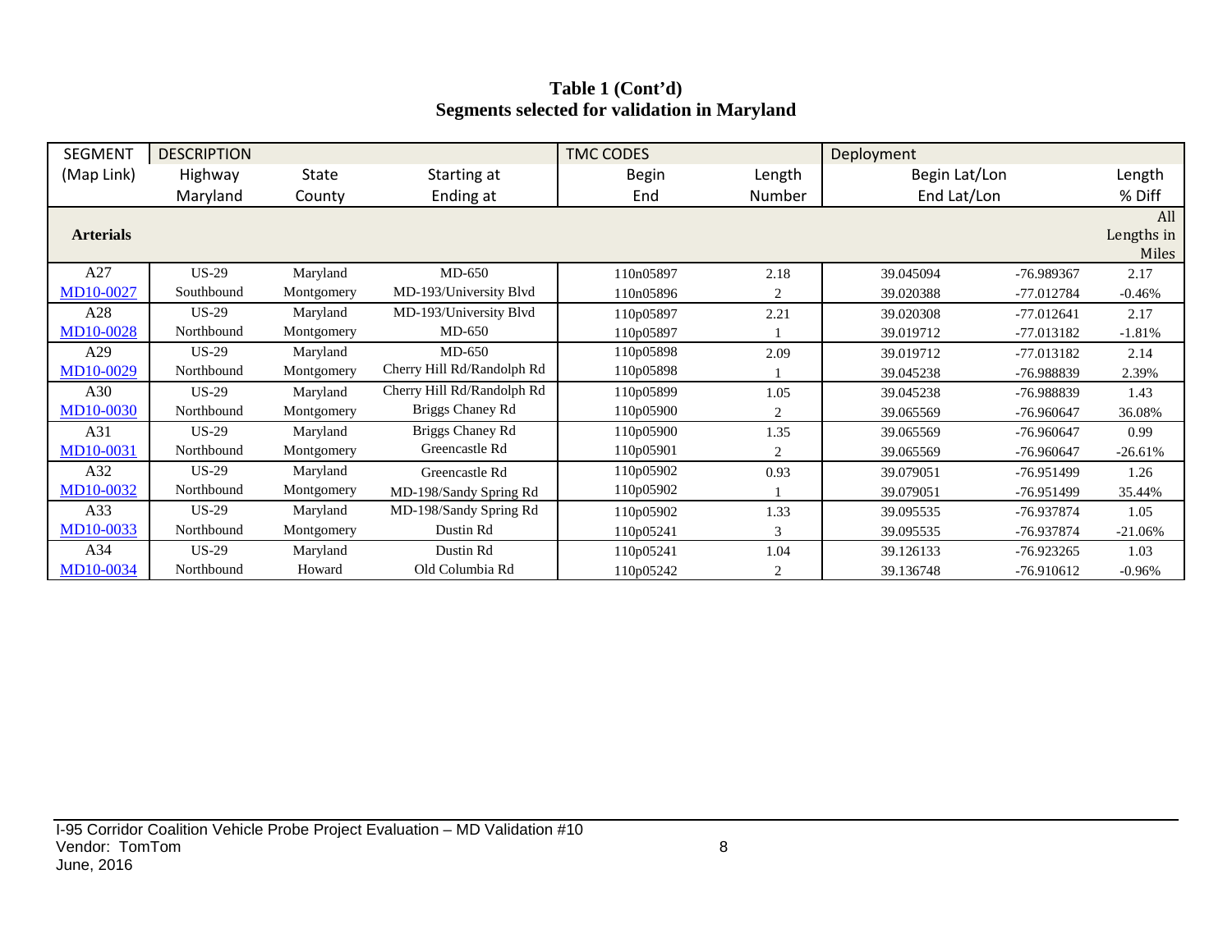**Table 1 (Cont'd)**
**Segments selected for validation in Maryland**

| SEGMENT | DESCRIPTION | | | TMC CODES | | Deployment | | |
|---|---|---|---|---|---|---|---|---|
| (Map Link) | Highway<br>Maryland | State<br>County | Starting at<br>Ending at | Begin<br>End | Length<br>Number | Begin Lat/Lon<br>End Lat/Lon | | Length<br>% Diff |
| **Arterials** | | | | | | | | All Lengths in Miles |
| A27<br>MD10-0027 | US-29<br>Southbound | Maryland<br>Montgomery | MD-650<br>MD-193/University Blvd | 110n05897<br>110n05896 | 2.18<br>2 | 39.045094<br>39.020388 | -76.989367<br>-77.012784 | 2.17<br>-0.46% |
| A28<br>MD10-0028 | US-29<br>Northbound | Maryland<br>Montgomery | MD-193/University Blvd<br>MD-650 | 110p05897<br>110p05897 | 2.21<br>1 | 39.020308<br>39.019712 | -77.012641<br>-77.013182 | 2.17<br>-1.81% |
| A29<br>MD10-0029 | US-29<br>Northbound | Maryland<br>Montgomery | MD-650<br>Cherry Hill Rd/Randolph Rd | 110p05898<br>110p05898 | 2.09<br>1 | 39.019712<br>39.045238 | -77.013182<br>-76.988839 | 2.14<br>2.39% |
| A30<br>MD10-0030 | US-29<br>Northbound | Maryland<br>Montgomery | Cherry Hill Rd/Randolph Rd<br>Briggs Chaney Rd | 110p05899<br>110p05900 | 1.05<br>2 | 39.045238<br>39.065569 | -76.988839<br>-76.960647 | 1.43<br>36.08% |
| A31<br>MD10-0031 | US-29<br>Northbound | Maryland<br>Montgomery | Briggs Chaney Rd<br>Greencastle Rd | 110p05900<br>110p05901 | 1.35<br>2 | 39.065569<br>39.065569 | -76.960647<br>-76.960647 | 0.99<br>-26.61% |
| A32<br>MD10-0032 | US-29<br>Northbound | Maryland<br>Montgomery | Greencastle Rd<br>MD-198/Sandy Spring Rd | 110p05902<br>110p05902 | 0.93<br>1 | 39.079051<br>39.079051 | -76.951499<br>-76.951499 | 1.26<br>35.44% |
| A33<br>MD10-0033 | US-29<br>Northbound | Maryland<br>Montgomery | MD-198/Sandy Spring Rd<br>Dustin Rd | 110p05902<br>110p05241 | 1.33<br>3 | 39.095535<br>39.095535 | -76.937874<br>-76.937874 | 1.05<br>-21.06% |
| A34<br>MD10-0034 | US-29<br>Northbound | Maryland<br>Howard | Dustin Rd<br>Old Columbia Rd | 110p05241<br>110p05242 | 1.04<br>2 | 39.126133<br>39.136748 | -76.923265<br>-76.910612 | 1.03<br>-0.96% |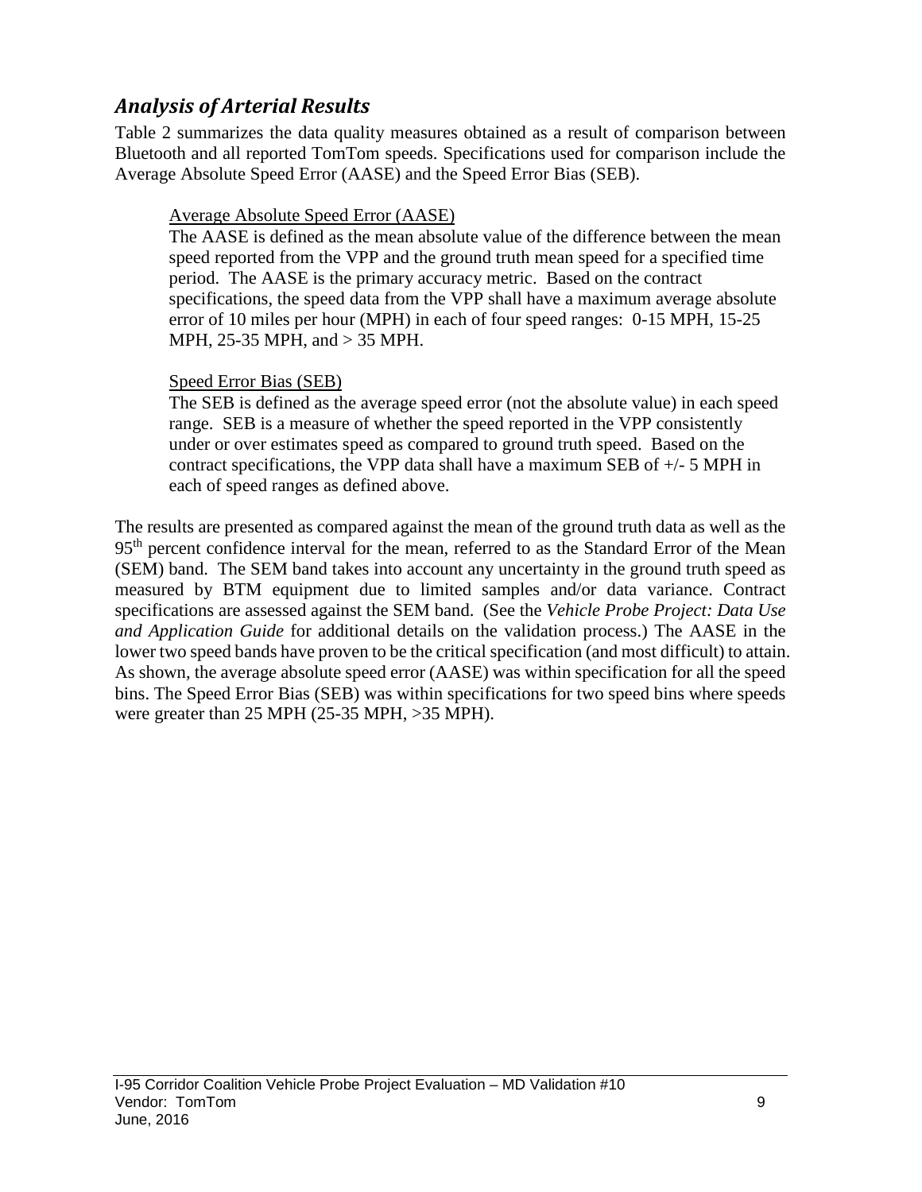## *Analysis of Arterial Results*

Table 2 summarizes the data quality measures obtained as a result of comparison between Bluetooth and all reported TomTom speeds. Specifications used for comparison include the Average Absolute Speed Error (AASE) and the Speed Error Bias (SEB).

> Average Absolute Speed Error (AASE)
>
> The AASE is defined as the mean absolute value of the difference between the mean speed reported from the VPP and the ground truth mean speed for a specified time period. The AASE is the primary accuracy metric. Based on the contract specifications, the speed data from the VPP shall have a maximum average absolute error of 10 miles per hour (MPH) in each of four speed ranges: 0-15 MPH, 15-25 MPH, 25-35 MPH, and > 35 MPH.
>
> Speed Error Bias (SEB)
>
> The SEB is defined as the average speed error (not the absolute value) in each speed range. SEB is a measure of whether the speed reported in the VPP consistently under or over estimates speed as compared to ground truth speed. Based on the contract specifications, the VPP data shall have a maximum SEB of +/- 5 MPH in each of speed ranges as defined above.

The results are presented as compared against the mean of the ground truth data as well as the 95th percent confidence interval for the mean, referred to as the Standard Error of the Mean (SEM) band. The SEM band takes into account any uncertainty in the ground truth speed as measured by BTM equipment due to limited samples and/or data variance. Contract specifications are assessed against the SEM band. (See the *Vehicle Probe Project: Data Use and Application Guide* for additional details on the validation process.) The AASE in the lower two speed bands have proven to be the critical specification (and most difficult) to attain. As shown, the average absolute speed error (AASE) was within specification for all the speed bins. The Speed Error Bias (SEB) was within specifications for two speed bins where speeds were greater than 25 MPH (25-35 MPH, >35 MPH).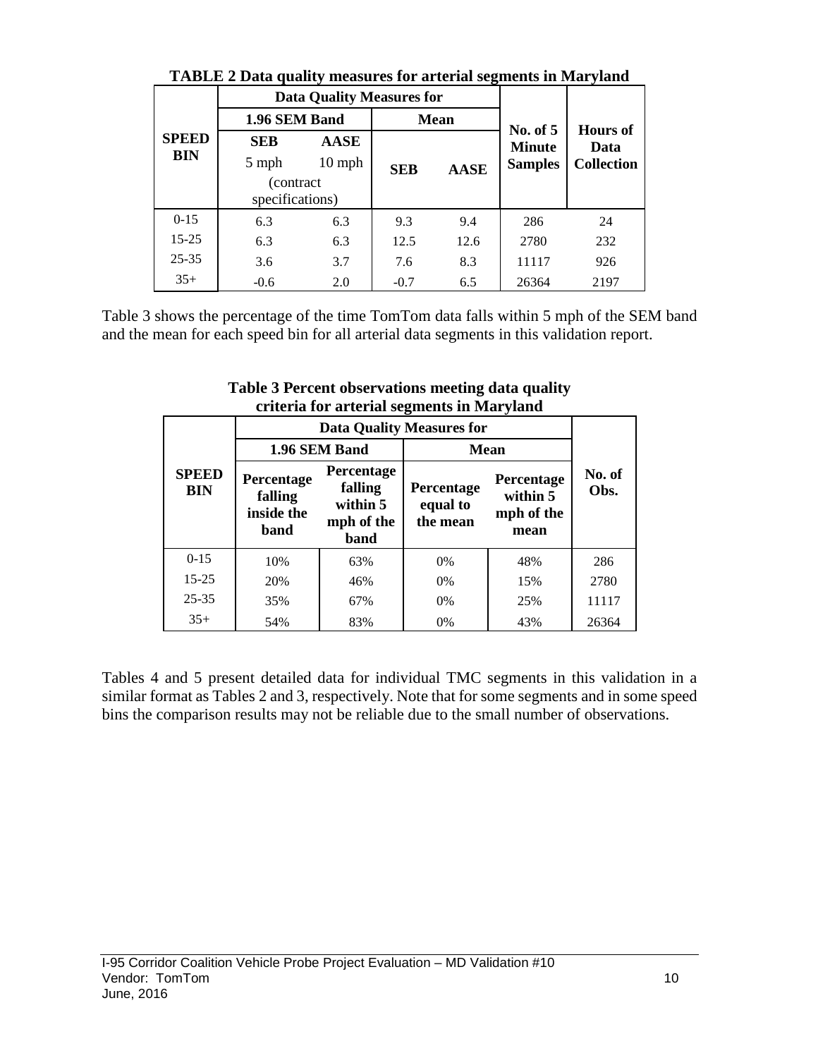**TABLE 2 Data quality measures for arterial segments in Maryland**

| SPEED BIN | Data Quality Measures for | | | | No. of 5 Minute Samples | Hours of Data Collection |
|---|---|---|---|---|---|---|
| | 1.96 SEM Band | | Mean | | | |
| | SEB 5 mph (contract specifications) | AASE 10 mph | SEB | AASE | | |
| 0-15 | 6.3 | 6.3 | 9.3 | 9.4 | 286 | 24 |
| 15-25 | 6.3 | 6.3 | 12.5 | 12.6 | 2780 | 232 |
| 25-35 | 3.6 | 3.7 | 7.6 | 8.3 | 11117 | 926 |
| 35+ | -0.6 | 2.0 | -0.7 | 6.5 | 26364 | 2197 |

Table 3 shows the percentage of the time TomTom data falls within 5 mph of the SEM band and the mean for each speed bin for all arterial data segments in this validation report.

**Table 3 Percent observations meeting data quality criteria for arterial segments in Maryland**

| SPEED BIN | Data Quality Measures for | | | | No. of Obs. |
|---|---|---|---|---|---|
| | 1.96 SEM Band | | Mean | | |
| | Percentage falling inside the band | Percentage falling within 5 mph of the band | Percentage equal to the mean | Percentage within 5 mph of the mean | |
| 0-15 | 10% | 63% | 0% | 48% | 286 |
| 15-25 | 20% | 46% | 0% | 15% | 2780 |
| 25-35 | 35% | 67% | 0% | 25% | 11117 |
| 35+ | 54% | 83% | 0% | 43% | 26364 |

Tables 4 and 5 present detailed data for individual TMC segments in this validation in a similar format as Tables 2 and 3, respectively. Note that for some segments and in some speed bins the comparison results may not be reliable due to the small number of observations.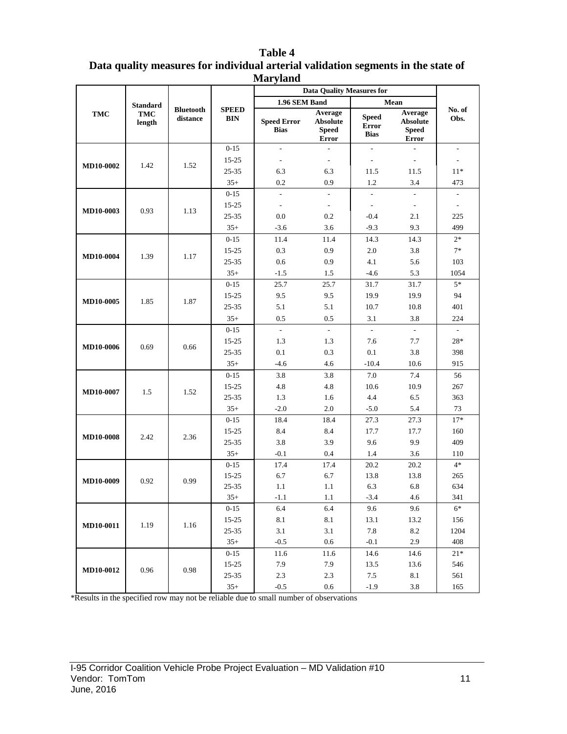**Table 4**
**Data quality measures for individual arterial validation segments in the state of Maryland**

| TMC | Standard TMC length | Bluetooth distance | SPEED BIN | Data Quality Measures for 1.96 SEM Band | | Data Quality Measures for Mean | | No. of Obs. |
|---|---|---|---|---|---|---|---|---|
| | | | | Speed Error Bias | Average Absolute Speed Error | Speed Error Bias | Average Absolute Speed Error | |
| MD10-0002 | 1.42 | 1.52 | 0-15 | - | - | - | - | - |
| | | | 15-25 | - | - | - | - | - |
| | | | 25-35 | 6.3 | 6.3 | 11.5 | 11.5 | 11* |
| | | | 35+ | 0.2 | 0.9 | 1.2 | 3.4 | 473 |
| MD10-0003 | 0.93 | 1.13 | 0-15 | - | - | - | - | - |
| | | | 15-25 | - | - | - | - | - |
| | | | 25-35 | 0.0 | 0.2 | -0.4 | 2.1 | 225 |
| | | | 35+ | -3.6 | 3.6 | -9.3 | 9.3 | 499 |
| MD10-0004 | 1.39 | 1.17 | 0-15 | 11.4 | 11.4 | 14.3 | 14.3 | 2* |
| | | | 15-25 | 0.3 | 0.9 | 2.0 | 3.8 | 7* |
| | | | 25-35 | 0.6 | 0.9 | 4.1 | 5.6 | 103 |
| | | | 35+ | -1.5 | 1.5 | -4.6 | 5.3 | 1054 |
| MD10-0005 | 1.85 | 1.87 | 0-15 | 25.7 | 25.7 | 31.7 | 31.7 | 5* |
| | | | 15-25 | 9.5 | 9.5 | 19.9 | 19.9 | 94 |
| | | | 25-35 | 5.1 | 5.1 | 10.7 | 10.8 | 401 |
| | | | 35+ | 0.5 | 0.5 | 3.1 | 3.8 | 224 |
| MD10-0006 | 0.69 | 0.66 | 0-15 | - | - | - | - | - |
| | | | 15-25 | 1.3 | 1.3 | 7.6 | 7.7 | 28* |
| | | | 25-35 | 0.1 | 0.3 | 0.1 | 3.8 | 398 |
| | | | 35+ | -4.6 | 4.6 | -10.4 | 10.6 | 915 |
| MD10-0007 | 1.5 | 1.52 | 0-15 | 3.8 | 3.8 | 7.0 | 7.4 | 56 |
| | | | 15-25 | 4.8 | 4.8 | 10.6 | 10.9 | 267 |
| | | | 25-35 | 1.3 | 1.6 | 4.4 | 6.5 | 363 |
| | | | 35+ | -2.0 | 2.0 | -5.0 | 5.4 | 73 |
| MD10-0008 | 2.42 | 2.36 | 0-15 | 18.4 | 18.4 | 27.3 | 27.3 | 17* |
| | | | 15-25 | 8.4 | 8.4 | 17.7 | 17.7 | 160 |
| | | | 25-35 | 3.8 | 3.9 | 9.6 | 9.9 | 409 |
| | | | 35+ | -0.1 | 0.4 | 1.4 | 3.6 | 110 |
| MD10-0009 | 0.92 | 0.99 | 0-15 | 17.4 | 17.4 | 20.2 | 20.2 | 4* |
| | | | 15-25 | 6.7 | 6.7 | 13.8 | 13.8 | 265 |
| | | | 25-35 | 1.1 | 1.1 | 6.3 | 6.8 | 634 |
| | | | 35+ | -1.1 | 1.1 | -3.4 | 4.6 | 341 |
| MD10-0011 | 1.19 | 1.16 | 0-15 | 6.4 | 6.4 | 9.6 | 9.6 | 6* |
| | | | 15-25 | 8.1 | 8.1 | 13.1 | 13.2 | 156 |
| | | | 25-35 | 3.1 | 3.1 | 7.8 | 8.2 | 1204 |
| | | | 35+ | -0.5 | 0.6 | -0.1 | 2.9 | 408 |
| MD10-0012 | 0.96 | 0.98 | 0-15 | 11.6 | 11.6 | 14.6 | 14.6 | 21* |
| | | | 15-25 | 7.9 | 7.9 | 13.5 | 13.6 | 546 |
| | | | 25-35 | 2.3 | 2.3 | 7.5 | 8.1 | 561 |
| | | | 35+ | -0.5 | 0.6 | -1.9 | 3.8 | 165 |

*Results in the specified row may not be reliable due to small number of observations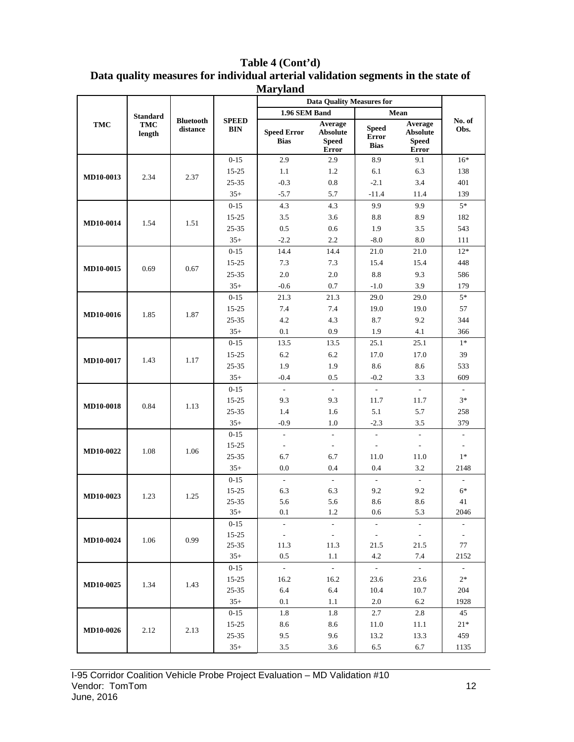**Table 4 (Cont'd)**
**Data quality measures for individual arterial validation segments in the state of Maryland**

| TMC | Standard TMC length | Bluetooth distance | SPEED BIN | Data Quality Measures for | | | | No. of Obs. |
|---|---|---|---|---|---|---|---|---|
| | | | | 1.96 SEM Band | | Mean | | |
| | | | | Speed Error Bias | Average Absolute Speed Error | Speed Error Bias | Average Absolute Speed Error | |
| MD10-0013 | 2.34 | 2.37 | 0-15 | 2.9 | 2.9 | 8.9 | 9.1 | 16* |
| | | | 15-25 | 1.1 | 1.2 | 6.1 | 6.3 | 138 |
| | | | 25-35 | -0.3 | 0.8 | -2.1 | 3.4 | 401 |
| | | | 35+ | -5.7 | 5.7 | -11.4 | 11.4 | 139 |
| MD10-0014 | 1.54 | 1.51 | 0-15 | 4.3 | 4.3 | 9.9 | 9.9 | 5* |
| | | | 15-25 | 3.5 | 3.6 | 8.8 | 8.9 | 182 |
| | | | 25-35 | 0.5 | 0.6 | 1.9 | 3.5 | 543 |
| | | | 35+ | -2.2 | 2.2 | -8.0 | 8.0 | 111 |
| MD10-0015 | 0.69 | 0.67 | 0-15 | 14.4 | 14.4 | 21.0 | 21.0 | 12* |
| | | | 15-25 | 7.3 | 7.3 | 15.4 | 15.4 | 448 |
| | | | 25-35 | 2.0 | 2.0 | 8.8 | 9.3 | 586 |
| | | | 35+ | -0.6 | 0.7 | -1.0 | 3.9 | 179 |
| MD10-0016 | 1.85 | 1.87 | 0-15 | 21.3 | 21.3 | 29.0 | 29.0 | 5* |
| | | | 15-25 | 7.4 | 7.4 | 19.0 | 19.0 | 57 |
| | | | 25-35 | 4.2 | 4.3 | 8.7 | 9.2 | 344 |
| | | | 35+ | 0.1 | 0.9 | 1.9 | 4.1 | 366 |
| MD10-0017 | 1.43 | 1.17 | 0-15 | 13.5 | 13.5 | 25.1 | 25.1 | 1* |
| | | | 15-25 | 6.2 | 6.2 | 17.0 | 17.0 | 39 |
| | | | 25-35 | 1.9 | 1.9 | 8.6 | 8.6 | 533 |
| | | | 35+ | -0.4 | 0.5 | -0.2 | 3.3 | 609 |
| MD10-0018 | 0.84 | 1.13 | 0-15 | - | - | - | - | - |
| | | | 15-25 | 9.3 | 9.3 | 11.7 | 11.7 | 3* |
| | | | 25-35 | 1.4 | 1.6 | 5.1 | 5.7 | 258 |
| | | | 35+ | -0.9 | 1.0 | -2.3 | 3.5 | 379 |
| MD10-0022 | 1.08 | 1.06 | 0-15 | - | - | - | - | - |
| | | | 15-25 | - | - | - | - | - |
| | | | 25-35 | 6.7 | 6.7 | 11.0 | 11.0 | 1* |
| | | | 35+ | 0.0 | 0.4 | 0.4 | 3.2 | 2148 |
| MD10-0023 | 1.23 | 1.25 | 0-15 | - | - | - | - | - |
| | | | 15-25 | 6.3 | 6.3 | 9.2 | 9.2 | 6* |
| | | | 25-35 | 5.6 | 5.6 | 8.6 | 8.6 | 41 |
| | | | 35+ | 0.1 | 1.2 | 0.6 | 5.3 | 2046 |
| MD10-0024 | 1.06 | 0.99 | 0-15 | - | - | - | - | - |
| | | | 15-25 | - | - | - | - | - |
| | | | 25-35 | 11.3 | 11.3 | 21.5 | 21.5 | 77 |
| | | | 35+ | 0.5 | 1.1 | 4.2 | 7.4 | 2152 |
| MD10-0025 | 1.34 | 1.43 | 0-15 | - | - | - | - | - |
| | | | 15-25 | 16.2 | 16.2 | 23.6 | 23.6 | 2* |
| | | | 25-35 | 6.4 | 6.4 | 10.4 | 10.7 | 204 |
| | | | 35+ | 0.1 | 1.1 | 2.0 | 6.2 | 1928 |
| MD10-0026 | 2.12 | 2.13 | 0-15 | 1.8 | 1.8 | 2.7 | 2.8 | 45 |
| | | | 15-25 | 8.6 | 8.6 | 11.0 | 11.1 | 21* |
| | | | 25-35 | 9.5 | 9.6 | 13.2 | 13.3 | 459 |
| | | | 35+ | 3.5 | 3.6 | 6.5 | 6.7 | 1135 |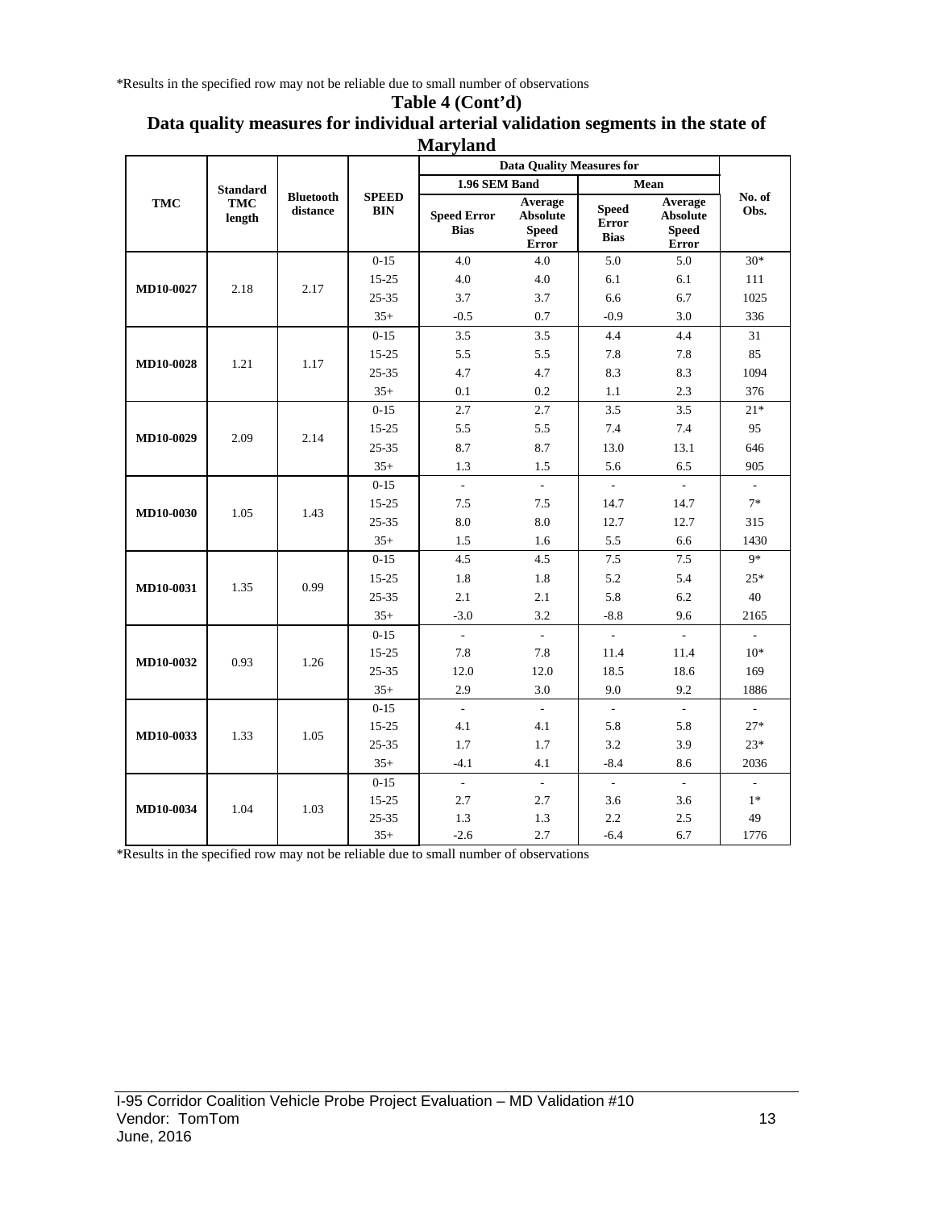*Results in the specified row may not be reliable due to small number of observations

**Table 4 (Cont'd)**
**Data quality measures for individual arterial validation segments in the state of Maryland**

| TMC | Standard TMC length | Bluetooth distance | SPEED BIN | Data Quality Measures for | | | | No. of Obs. |
|---|---|---|---|---|---|---|---|---|
| | | | | 1.96 SEM Band | | Mean | | |
| | | | | Speed Error Bias | Average Absolute Speed Error | Speed Error Bias | Average Absolute Speed Error | |
| MD10-0027 | 2.18 | 2.17 | 0-15 | 4.0 | 4.0 | 5.0 | 5.0 | 30* |
| | | | 15-25 | 4.0 | 4.0 | 6.1 | 6.1 | 111 |
| | | | 25-35 | 3.7 | 3.7 | 6.6 | 6.7 | 1025 |
| | | | 35+ | -0.5 | 0.7 | -0.9 | 3.0 | 336 |
| MD10-0028 | 1.21 | 1.17 | 0-15 | 3.5 | 3.5 | 4.4 | 4.4 | 31 |
| | | | 15-25 | 5.5 | 5.5 | 7.8 | 7.8 | 85 |
| | | | 25-35 | 4.7 | 4.7 | 8.3 | 8.3 | 1094 |
| | | | 35+ | 0.1 | 0.2 | 1.1 | 2.3 | 376 |
| MD10-0029 | 2.09 | 2.14 | 0-15 | 2.7 | 2.7 | 3.5 | 3.5 | 21* |
| | | | 15-25 | 5.5 | 5.5 | 7.4 | 7.4 | 95 |
| | | | 25-35 | 8.7 | 8.7 | 13.0 | 13.1 | 646 |
| | | | 35+ | 1.3 | 1.5 | 5.6 | 6.5 | 905 |
| MD10-0030 | 1.05 | 1.43 | 0-15 | - | - | - | - | - |
| | | | 15-25 | 7.5 | 7.5 | 14.7 | 14.7 | 7* |
| | | | 25-35 | 8.0 | 8.0 | 12.7 | 12.7 | 315 |
| | | | 35+ | 1.5 | 1.6 | 5.5 | 6.6 | 1430 |
| MD10-0031 | 1.35 | 0.99 | 0-15 | 4.5 | 4.5 | 7.5 | 7.5 | 9* |
| | | | 15-25 | 1.8 | 1.8 | 5.2 | 5.4 | 25* |
| | | | 25-35 | 2.1 | 2.1 | 5.8 | 6.2 | 40 |
| | | | 35+ | -3.0 | 3.2 | -8.8 | 9.6 | 2165 |
| MD10-0032 | 0.93 | 1.26 | 0-15 | - | - | - | - | - |
| | | | 15-25 | 7.8 | 7.8 | 11.4 | 11.4 | 10* |
| | | | 25-35 | 12.0 | 12.0 | 18.5 | 18.6 | 169 |
| | | | 35+ | 2.9 | 3.0 | 9.0 | 9.2 | 1886 |
| MD10-0033 | 1.33 | 1.05 | 0-15 | - | - | - | - | - |
| | | | 15-25 | 4.1 | 4.1 | 5.8 | 5.8 | 27* |
| | | | 25-35 | 1.7 | 1.7 | 3.2 | 3.9 | 23* |
| | | | 35+ | -4.1 | 4.1 | -8.4 | 8.6 | 2036 |
| MD10-0034 | 1.04 | 1.03 | 0-15 | - | - | - | - | - |
| | | | 15-25 | 2.7 | 2.7 | 3.6 | 3.6 | 1* |
| | | | 25-35 | 1.3 | 1.3 | 2.2 | 2.5 | 49 |
| | | | 35+ | -2.6 | 2.7 | -6.4 | 6.7 | 1776 |

*Results in the specified row may not be reliable due to small number of observations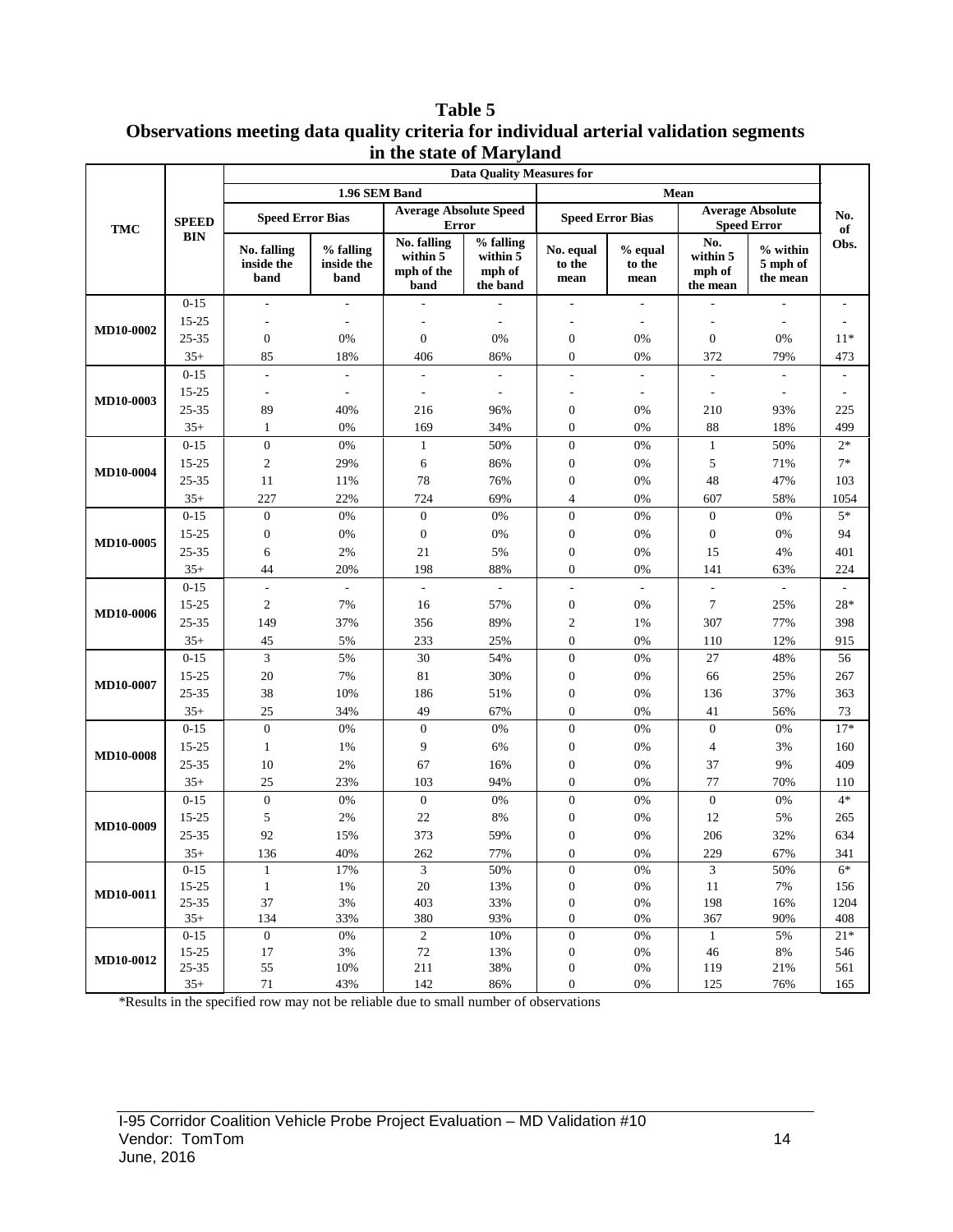**Table 5**
**Observations meeting data quality criteria for individual arterial validation segments in the state of Maryland**

| TMC | SPEED BIN | Data Quality Measures for | | | | | | | | No. of Obs. |
|---|---|---|---|---|---|---|---|---|---|---|
| | | 1.96 SEM Band | | | | Mean | | | | |
| | | Speed Error Bias | | Average Absolute Speed Error | | Speed Error Bias | | Average Absolute Speed Error | | |
| | | No. falling inside the band | % falling inside the band | No. falling within 5 mph of the band | % falling within 5 mph of the band | No. equal to the mean | % equal to the mean | No. within 5 mph of the mean | % within 5 mph of the mean | |
| MD10-0002 | 0-15 | - | - | - | - | - | - | - | - | - |
| | 15-25 | - | - | - | - | - | - | - | - | - |
| | 25-35 | 0 | 0% | 0 | 0% | 0 | 0% | 0 | 0% | 11* |
| | 35+ | 85 | 18% | 406 | 86% | 0 | 0% | 372 | 79% | 473 |
| MD10-0003 | 0-15 | - | - | - | - | - | - | - | - | - |
| | 15-25 | - | - | - | - | - | - | - | - | - |
| | 25-35 | 89 | 40% | 216 | 96% | 0 | 0% | 210 | 93% | 225 |
| | 35+ | 1 | 0% | 169 | 34% | 0 | 0% | 88 | 18% | 499 |
| MD10-0004 | 0-15 | 0 | 0% | 1 | 50% | 0 | 0% | 1 | 50% | 2* |
| | 15-25 | 2 | 29% | 6 | 86% | 0 | 0% | 5 | 71% | 7* |
| | 25-35 | 11 | 11% | 78 | 76% | 0 | 0% | 48 | 47% | 103 |
| | 35+ | 227 | 22% | 724 | 69% | 4 | 0% | 607 | 58% | 1054 |
| MD10-0005 | 0-15 | 0 | 0% | 0 | 0% | 0 | 0% | 0 | 0% | 5* |
| | 15-25 | 0 | 0% | 0 | 0% | 0 | 0% | 0 | 0% | 94 |
| | 25-35 | 6 | 2% | 21 | 5% | 0 | 0% | 15 | 4% | 401 |
| | 35+ | 44 | 20% | 198 | 88% | 0 | 0% | 141 | 63% | 224 |
| MD10-0006 | 0-15 | - | - | - | - | - | - | - | - | - |
| | 15-25 | 2 | 7% | 16 | 57% | 0 | 0% | 7 | 25% | 28* |
| | 25-35 | 149 | 37% | 356 | 89% | 2 | 1% | 307 | 77% | 398 |
| | 35+ | 45 | 5% | 233 | 25% | 0 | 0% | 110 | 12% | 915 |
| MD10-0007 | 0-15 | 3 | 5% | 30 | 54% | 0 | 0% | 27 | 48% | 56 |
| | 15-25 | 20 | 7% | 81 | 30% | 0 | 0% | 66 | 25% | 267 |
| | 25-35 | 38 | 10% | 186 | 51% | 0 | 0% | 136 | 37% | 363 |
| | 35+ | 25 | 34% | 49 | 67% | 0 | 0% | 41 | 56% | 73 |
| MD10-0008 | 0-15 | 0 | 0% | 0 | 0% | 0 | 0% | 0 | 0% | 17* |
| | 15-25 | 1 | 1% | 9 | 6% | 0 | 0% | 4 | 3% | 160 |
| | 25-35 | 10 | 2% | 67 | 16% | 0 | 0% | 37 | 9% | 409 |
| | 35+ | 25 | 23% | 103 | 94% | 0 | 0% | 77 | 70% | 110 |
| MD10-0009 | 0-15 | 0 | 0% | 0 | 0% | 0 | 0% | 0 | 0% | 4* |
| | 15-25 | 5 | 2% | 22 | 8% | 0 | 0% | 12 | 5% | 265 |
| | 25-35 | 92 | 15% | 373 | 59% | 0 | 0% | 206 | 32% | 634 |
| | 35+ | 136 | 40% | 262 | 77% | 0 | 0% | 229 | 67% | 341 |
| MD10-0011 | 0-15 | 1 | 17% | 3 | 50% | 0 | 0% | 3 | 50% | 6* |
| | 15-25 | 1 | 1% | 20 | 13% | 0 | 0% | 11 | 7% | 156 |
| | 25-35 | 37 | 3% | 403 | 33% | 0 | 0% | 198 | 16% | 1204 |
| | 35+ | 134 | 33% | 380 | 93% | 0 | 0% | 367 | 90% | 408 |
| MD10-0012 | 0-15 | 0 | 0% | 2 | 10% | 0 | 0% | 1 | 5% | 21* |
| | 15-25 | 17 | 3% | 72 | 13% | 0 | 0% | 46 | 8% | 546 |
| | 25-35 | 55 | 10% | 211 | 38% | 0 | 0% | 119 | 21% | 561 |
| | 35+ | 71 | 43% | 142 | 86% | 0 | 0% | 125 | 76% | 165 |

*Results in the specified row may not be reliable due to small number of observations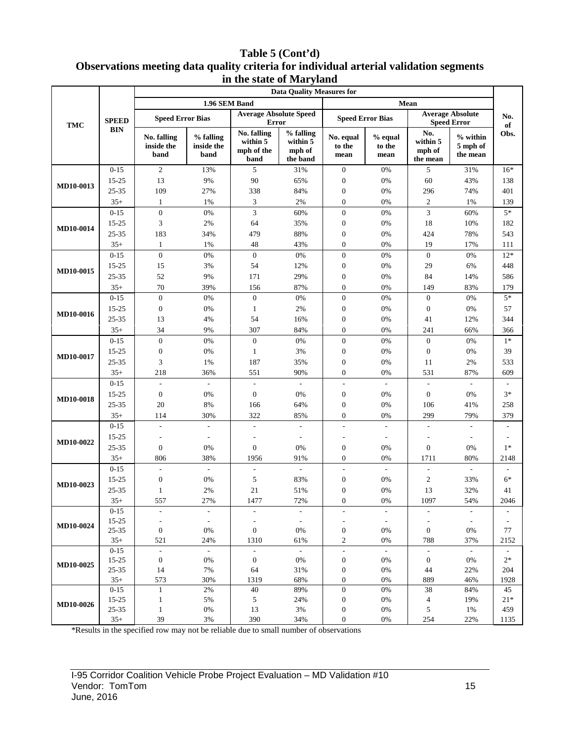**Table 5 (Cont'd)**
**Observations meeting data quality criteria for individual arterial validation segments in the state of Maryland**

| TMC | SPEED BIN | Data Quality Measures for | | | | | | | | No. of Obs. |
|---|---|---|---|---|---|---|---|---|---|---|
| | | 1.96 SEM Band | | | | Mean | | | | |
| | | Speed Error Bias | | Average Absolute Speed Error | | Speed Error Bias | | Average Absolute Speed Error | | |
| | | No. falling inside the band | % falling inside the band | No. falling within 5 mph of the band | % falling within 5 mph of the band | No. equal to the mean | % equal to the mean | No. within 5 mph of the mean | % within 5 mph of the mean | |
| MD10-0013 | 0-15 | 2 | 13% | 5 | 31% | 0 | 0% | 5 | 31% | 16* |
| | 15-25 | 13 | 9% | 90 | 65% | 0 | 0% | 60 | 43% | 138 |
| | 25-35 | 109 | 27% | 338 | 84% | 0 | 0% | 296 | 74% | 401 |
| | 35+ | 1 | 1% | 3 | 2% | 0 | 0% | 2 | 1% | 139 |
| MD10-0014 | 0-15 | 0 | 0% | 3 | 60% | 0 | 0% | 3 | 60% | 5* |
| | 15-25 | 3 | 2% | 64 | 35% | 0 | 0% | 18 | 10% | 182 |
| | 25-35 | 183 | 34% | 479 | 88% | 0 | 0% | 424 | 78% | 543 |
| | 35+ | 1 | 1% | 48 | 43% | 0 | 0% | 19 | 17% | 111 |
| MD10-0015 | 0-15 | 0 | 0% | 0 | 0% | 0 | 0% | 0 | 0% | 12* |
| | 15-25 | 15 | 3% | 54 | 12% | 0 | 0% | 29 | 6% | 448 |
| | 25-35 | 52 | 9% | 171 | 29% | 0 | 0% | 84 | 14% | 586 |
| | 35+ | 70 | 39% | 156 | 87% | 0 | 0% | 149 | 83% | 179 |
| MD10-0016 | 0-15 | 0 | 0% | 0 | 0% | 0 | 0% | 0 | 0% | 5* |
| | 15-25 | 0 | 0% | 1 | 2% | 0 | 0% | 0 | 0% | 57 |
| | 25-35 | 13 | 4% | 54 | 16% | 0 | 0% | 41 | 12% | 344 |
| | 35+ | 34 | 9% | 307 | 84% | 0 | 0% | 241 | 66% | 366 |
| MD10-0017 | 0-15 | 0 | 0% | 0 | 0% | 0 | 0% | 0 | 0% | 1* |
| | 15-25 | 0 | 0% | 1 | 3% | 0 | 0% | 0 | 0% | 39 |
| | 25-35 | 3 | 1% | 187 | 35% | 0 | 0% | 11 | 2% | 533 |
| | 35+ | 218 | 36% | 551 | 90% | 0 | 0% | 531 | 87% | 609 |
| MD10-0018 | 0-15 | - | - | - | - | - | - | - | - | - |
| | 15-25 | 0 | 0% | 0 | 0% | 0 | 0% | 0 | 0% | 3* |
| | 25-35 | 20 | 8% | 166 | 64% | 0 | 0% | 106 | 41% | 258 |
| | 35+ | 114 | 30% | 322 | 85% | 0 | 0% | 299 | 79% | 379 |
| MD10-0022 | 0-15 | - | - | - | - | - | - | - | - | - |
| | 15-25 | - | - | - | - | - | - | - | - | - |
| | 25-35 | 0 | 0% | 0 | 0% | 0 | 0% | 0 | 0% | 1* |
| | 35+ | 806 | 38% | 1956 | 91% | 0 | 0% | 1711 | 80% | 2148 |
| MD10-0023 | 0-15 | - | - | - | - | - | - | - | - | - |
| | 15-25 | 0 | 0% | 5 | 83% | 0 | 0% | 2 | 33% | 6* |
| | 25-35 | 1 | 2% | 21 | 51% | 0 | 0% | 13 | 32% | 41 |
| | 35+ | 557 | 27% | 1477 | 72% | 0 | 0% | 1097 | 54% | 2046 |
| MD10-0024 | 0-15 | - | - | - | - | - | - | - | - | - |
| | 15-25 | - | - | - | - | - | - | - | - | - |
| | 25-35 | 0 | 0% | 0 | 0% | 0 | 0% | 0 | 0% | 77 |
| | 35+ | 521 | 24% | 1310 | 61% | 2 | 0% | 788 | 37% | 2152 |
| MD10-0025 | 0-15 | - | - | - | - | - | - | - | - | - |
| | 15-25 | 0 | 0% | 0 | 0% | 0 | 0% | 0 | 0% | 2* |
| | 25-35 | 14 | 7% | 64 | 31% | 0 | 0% | 44 | 22% | 204 |
| | 35+ | 573 | 30% | 1319 | 68% | 0 | 0% | 889 | 46% | 1928 |
| MD10-0026 | 0-15 | 1 | 2% | 40 | 89% | 0 | 0% | 38 | 84% | 45 |
| | 15-25 | 1 | 5% | 5 | 24% | 0 | 0% | 4 | 19% | 21* |
| | 25-35 | 1 | 0% | 13 | 3% | 0 | 0% | 5 | 1% | 459 |
| | 35+ | 39 | 3% | 390 | 34% | 0 | 0% | 254 | 22% | 1135 |

*Results in the specified row may not be reliable due to small number of observations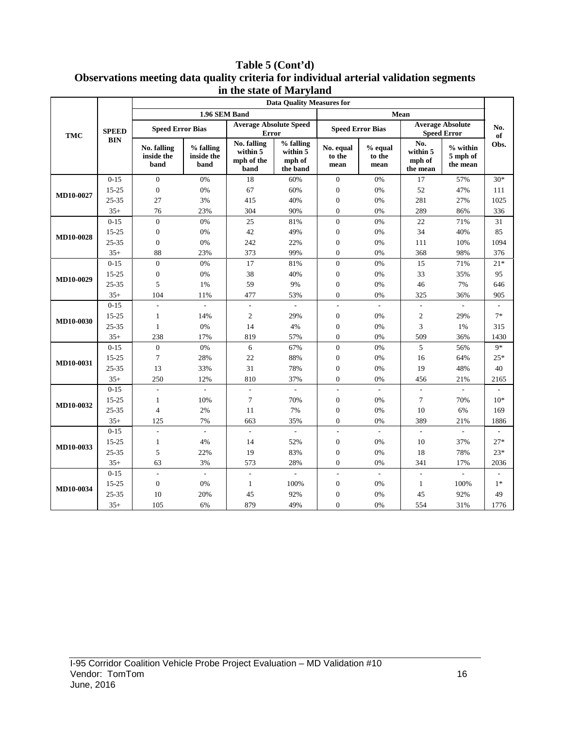**Table 5 (Cont'd)**
**Observations meeting data quality criteria for individual arterial validation segments in the state of Maryland**

| TMC | SPEED BIN | Data Quality Measures for | | | | | | | | No. of Obs. |
|---|---|---|---|---|---|---|---|---|---|---|
| | | 1.96 SEM Band | | | | Mean | | | | |
| | | Speed Error Bias | | Average Absolute Speed Error | | Speed Error Bias | | Average Absolute Speed Error | | |
| | | No. falling inside the band | % falling inside the band | No. falling within 5 mph of the band | % falling within 5 mph of the band | No. equal to the mean | % equal to the mean | No. within 5 mph of the mean | % within 5 mph of the mean | |
| MD10-0027 | 0-15 | 0 | 0% | 18 | 60% | 0 | 0% | 17 | 57% | 30* |
| | 15-25 | 0 | 0% | 67 | 60% | 0 | 0% | 52 | 47% | 111 |
| | 25-35 | 27 | 3% | 415 | 40% | 0 | 0% | 281 | 27% | 1025 |
| | 35+ | 76 | 23% | 304 | 90% | 0 | 0% | 289 | 86% | 336 |
| MD10-0028 | 0-15 | 0 | 0% | 25 | 81% | 0 | 0% | 22 | 71% | 31 |
| | 15-25 | 0 | 0% | 42 | 49% | 0 | 0% | 34 | 40% | 85 |
| | 25-35 | 0 | 0% | 242 | 22% | 0 | 0% | 111 | 10% | 1094 |
| | 35+ | 88 | 23% | 373 | 99% | 0 | 0% | 368 | 98% | 376 |
| MD10-0029 | 0-15 | 0 | 0% | 17 | 81% | 0 | 0% | 15 | 71% | 21* |
| | 15-25 | 0 | 0% | 38 | 40% | 0 | 0% | 33 | 35% | 95 |
| | 25-35 | 5 | 1% | 59 | 9% | 0 | 0% | 46 | 7% | 646 |
| | 35+ | 104 | 11% | 477 | 53% | 0 | 0% | 325 | 36% | 905 |
| MD10-0030 | 0-15 | - | - | - | - | - | - | - | - | - |
| | 15-25 | 1 | 14% | 2 | 29% | 0 | 0% | 2 | 29% | 7* |
| | 25-35 | 1 | 0% | 14 | 4% | 0 | 0% | 3 | 1% | 315 |
| | 35+ | 238 | 17% | 819 | 57% | 0 | 0% | 509 | 36% | 1430 |
| MD10-0031 | 0-15 | 0 | 0% | 6 | 67% | 0 | 0% | 5 | 56% | 9* |
| | 15-25 | 7 | 28% | 22 | 88% | 0 | 0% | 16 | 64% | 25* |
| | 25-35 | 13 | 33% | 31 | 78% | 0 | 0% | 19 | 48% | 40 |
| | 35+ | 250 | 12% | 810 | 37% | 0 | 0% | 456 | 21% | 2165 |
| MD10-0032 | 0-15 | - | - | - | - | - | - | - | - | - |
| | 15-25 | 1 | 10% | 7 | 70% | 0 | 0% | 7 | 70% | 10* |
| | 25-35 | 4 | 2% | 11 | 7% | 0 | 0% | 10 | 6% | 169 |
| | 35+ | 125 | 7% | 663 | 35% | 0 | 0% | 389 | 21% | 1886 |
| MD10-0033 | 0-15 | - | - | - | - | - | - | - | - | - |
| | 15-25 | 1 | 4% | 14 | 52% | 0 | 0% | 10 | 37% | 27* |
| | 25-35 | 5 | 22% | 19 | 83% | 0 | 0% | 18 | 78% | 23* |
| | 35+ | 63 | 3% | 573 | 28% | 0 | 0% | 341 | 17% | 2036 |
| MD10-0034 | 0-15 | - | - | - | - | - | - | - | - | - |
| | 15-25 | 0 | 0% | 1 | 100% | 0 | 0% | 1 | 100% | 1* |
| | 25-35 | 10 | 20% | 45 | 92% | 0 | 0% | 45 | 92% | 49 |
| | 35+ | 105 | 6% | 879 | 49% | 0 | 0% | 554 | 31% | 1776 |